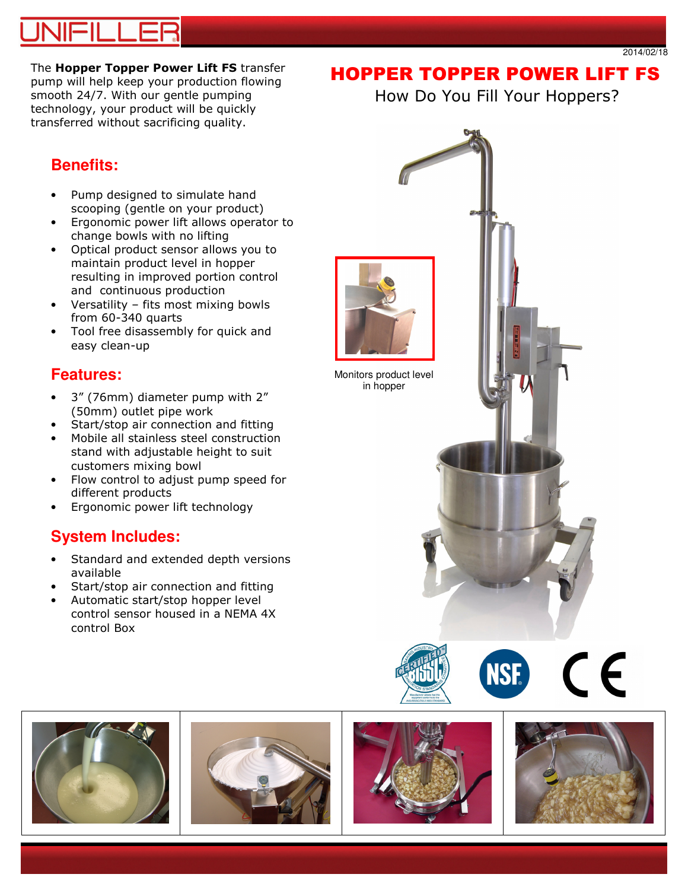2014/02/18

# HOPPER TOPPER POWER LIFT FS

How Do You Fill Your Hoppers?

The **Hopper Topper Power Lift FS** transfer pump will help keep your production flowing smooth 24/7. With our gentle pumping technology, your product will be quickly transferred without sacrificing quality.

## Benefits:

- Pump designed to simulate hand scooping (gentle on your product)
- Ergonomic power lift allows operator to change bowls with no lifting
- Optical product sensor allows you to maintain product level in hopper resulting in improved portion control and continuous production
- Versatility – fits most mixing bowls from 60-340 quarts
- Tool free disassembly for quick and easy clean-up

## Features:

- 3” (76mm) diameter pump with 2” (50mm) outlet pipe work
- Start/stop air connection and fitting
- Mobile all stainless steel construction stand with adjustable height to suit customers mixing bowl
- Flow control to adjust pump speed for different products
- Ergonomic power lift technology

## System Includes:

- Standard and extended depth versions available
- Start/stop air connection and fitting
- Automatic start/stop hopper level control sensor housed in a NEMA 4X control Box

Monitors product level in hopper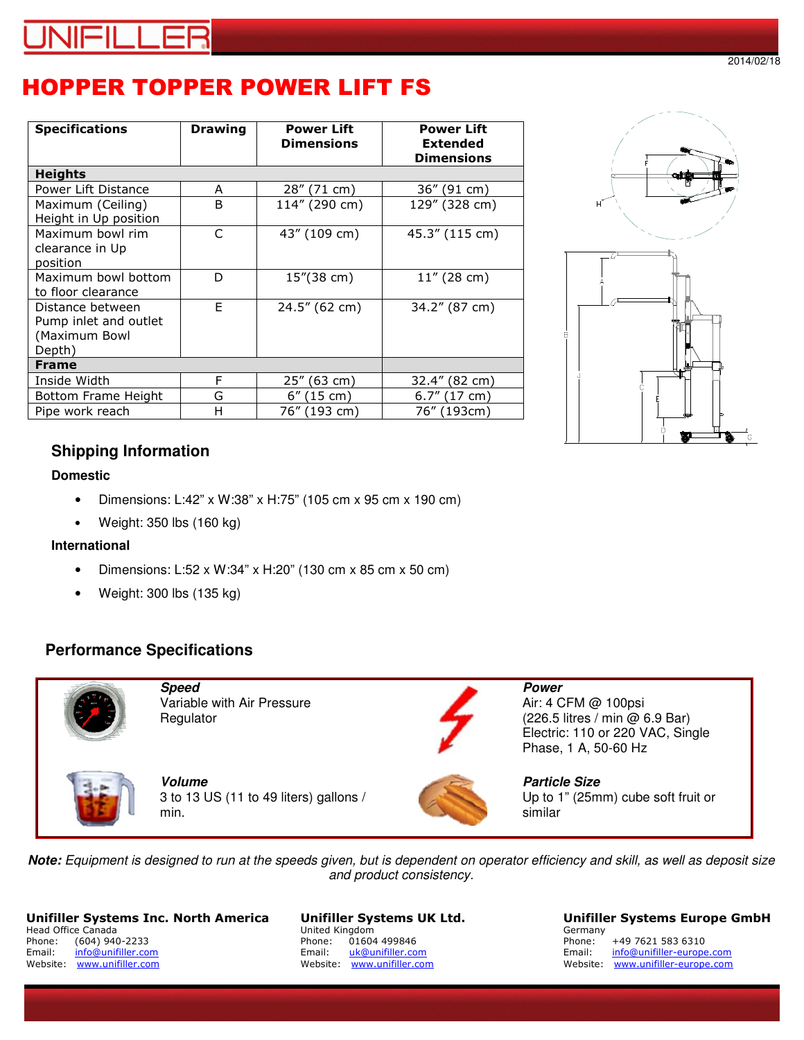# HOPPER TOPPER POWER LIFT FS

| Specifications | Drawing | Power Lift Dimensions | Power Lift Extended Dimensions |
|---|---|---|---|
| **Heights** | | | |
| Power Lift Distance | A | 28″ (71 cm) | 36″ (91 cm) |
| Maximum (Ceiling) Height in Up position | B | 114″ (290 cm) | 129″ (328 cm) |
| Maximum bowl rim clearance in Up position | C | 43″ (109 cm) | 45.3″ (115 cm) |
| Maximum bowl bottom to floor clearance | D | 15″(38 cm) | 11″ (28 cm) |
| Distance between Pump inlet and outlet (Maximum Bowl Depth) | E | 24.5″ (62 cm) | 34.2″ (87 cm) |
| **Frame** | | | |
| Inside Width | F | 25″ (63 cm) | 32.4″ (82 cm) |
| Bottom Frame Height | G | 6″ (15 cm) | 6.7″ (17 cm) |
| Pipe work reach | H | 76″ (193 cm) | 76″ (193cm) |

## Shipping Information

### Domestic

- Dimensions: L:42” x W:38” x H:75” (105 cm x 95 cm x 190 cm)
- Weight: 350 lbs (160 kg)

### International

- Dimensions: L:52 x W:34” x H:20” (130 cm x 85 cm x 50 cm)
- Weight: 300 lbs (135 kg)

## Performance Specifications

***Speed***
Variable with Air Pressure Regulator

***Power***
Air: 4 CFM @ 100psi
(226.5 litres / min @ 6.9 Bar)
Electric: 110 or 220 VAC, Single Phase, 1 A, 50-60 Hz

***Volume***
3 to 13 US (11 to 49 liters) gallons / min.

***Particle Size***
Up to 1” (25mm) cube soft fruit or similar

***Note:*** *Equipment is designed to run at the speeds given, but is dependent on operator efficiency and skill, as well as deposit size and product consistency.*

**Unifiller Systems Inc. North America**
Head Office Canada
Phone: (604) 940-2233
Email: info@unifiller.com
Website: www.unifiller.com

**Unifiller Systems UK Ltd.**
United Kingdom
Phone: 01604 499846
Email: uk@unifiller.com
Website: www.unifiller.com

**Unifiller Systems Europe GmbH**
Germany
Phone: +49 7621 583 6310
Email: info@unifiller-europe.com
Website: www.unifiller-europe.com